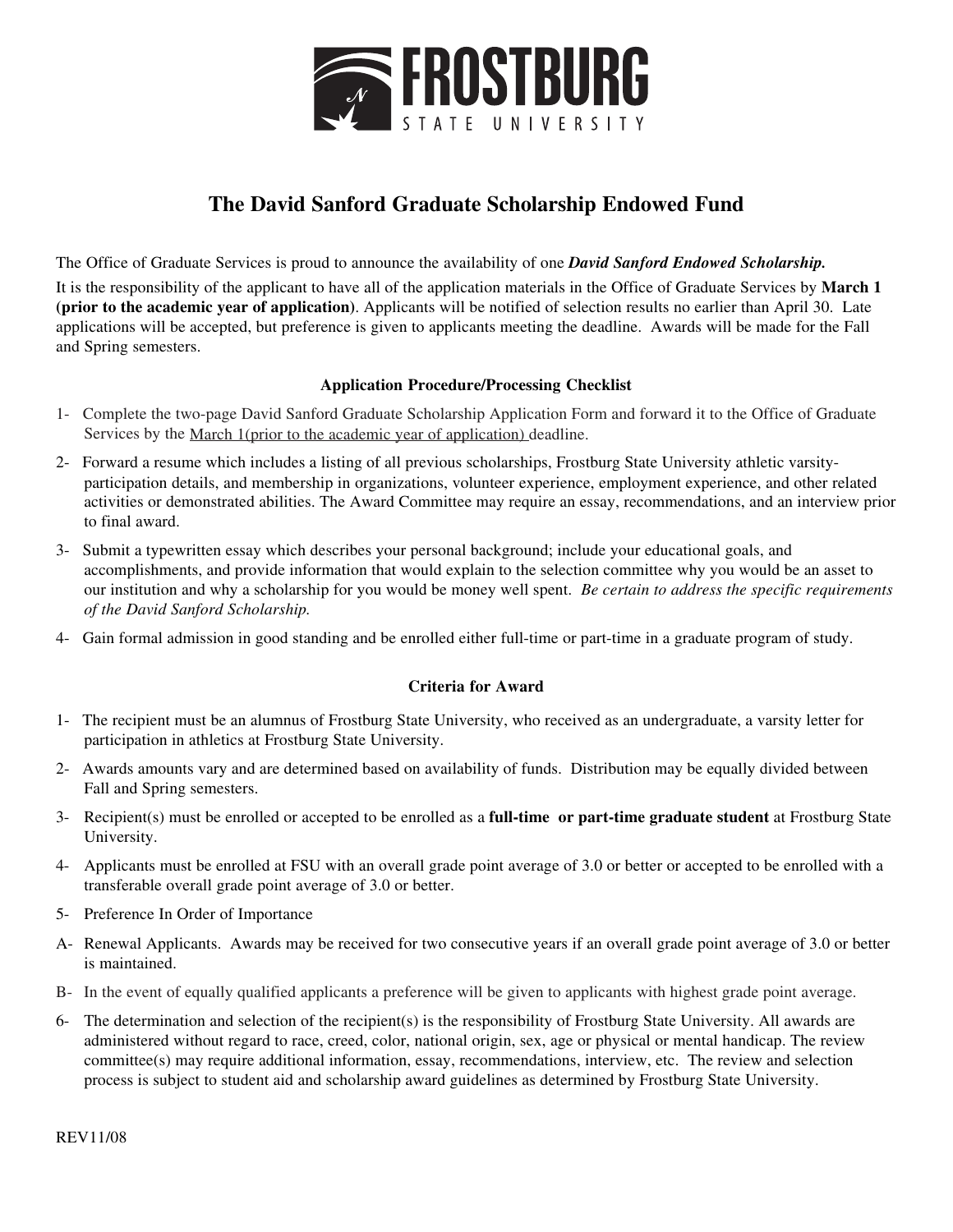FROSTBURG STATE UNIVERSITY

# The David Sanford Graduate Scholarship Endowed Fund

The Office of Graduate Services is proud to announce the availability of one ***David Sanford Endowed Scholarship.***

It is the responsibility of the applicant to have all of the application materials in the Office of Graduate Services by **March 1 (prior to the academic year of application)**. Applicants will be notified of selection results no earlier than April 30. Late applications will be accepted, but preference is given to applicants meeting the deadline. Awards will be made for the Fall and Spring semesters.

### Application Procedure/Processing Checklist

1- Complete the two-page David Sanford Graduate Scholarship Application Form and forward it to the Office of Graduate Services by the March 1(prior to the academic year of application) deadline.

2- Forward a resume which includes a listing of all previous scholarships, Frostburg State University athletic varsity-participation details, and membership in organizations, volunteer experience, employment experience, and other related activities or demonstrated abilities. The Award Committee may require an essay, recommendations, and an interview prior to final award.

3- Submit a typewritten essay which describes your personal background; include your educational goals, and accomplishments, and provide information that would explain to the selection committee why you would be an asset to our institution and why a scholarship for you would be money well spent. *Be certain to address the specific requirements of the David Sanford Scholarship.*

4- Gain formal admission in good standing and be enrolled either full-time or part-time in a graduate program of study.

### Criteria for Award

1- The recipient must be an alumnus of Frostburg State University, who received as an undergraduate, a varsity letter for participation in athletics at Frostburg State University.

2- Awards amounts vary and are determined based on availability of funds. Distribution may be equally divided between Fall and Spring semesters.

3- Recipient(s) must be enrolled or accepted to be enrolled as a **full-time or part-time graduate student** at Frostburg State University.

4- Applicants must be enrolled at FSU with an overall grade point average of 3.0 or better or accepted to be enrolled with a transferable overall grade point average of 3.0 or better.

5- Preference In Order of Importance

A- Renewal Applicants. Awards may be received for two consecutive years if an overall grade point average of 3.0 or better is maintained.

B- In the event of equally qualified applicants a preference will be given to applicants with highest grade point average.

6- The determination and selection of the recipient(s) is the responsibility of Frostburg State University. All awards are administered without regard to race, creed, color, national origin, sex, age or physical or mental handicap. The review committee(s) may require additional information, essay, recommendations, interview, etc. The review and selection process is subject to student aid and scholarship award guidelines as determined by Frostburg State University.

REV11/08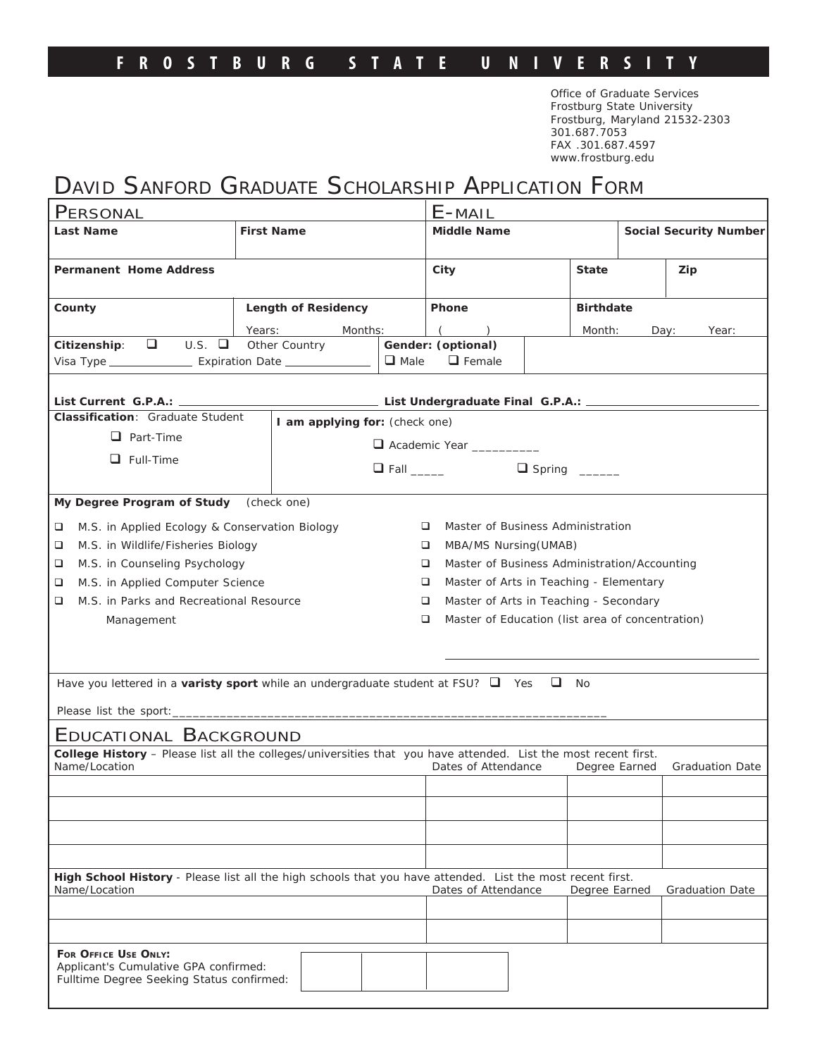# FROSTBURG STATE UNIVERSITY

Office of Graduate Services
Frostburg State University
Frostburg, Maryland 21532-2303
301.687.7053
FAX .301.687.4597
www.frostburg.edu

## DAVID SANFORD GRADUATE SCHOLARSHIP APPLICATION FORM

### PERSONAL

### E-MAIL

| **Last Name** | **First Name** | **Middle Name** | **Social Security Number** |
|---|---|---|---|
| | | | |

| **Permanent Home Address** | **City** | **State** | **Zip** |
|---|---|---|---|
| | | | |

| **County** | **Length of Residency** | **Phone** | **Birthdate** |
|---|---|---|---|
| | Years: Months: | ( ) | Month: Day: Year: |

**Citizenship**: ❑ U.S. ❑ Other Country
Visa Type ______________ Expiration Date ______________

**Gender: (optional)** ❑ Male ❑ Female

**List Current G.P.A.:** ______________________________ **List Undergraduate Final G.P.A.:** ______________________________

**Classification**: Graduate Student

❑ Part-Time

❑ Full-Time

**I am applying for:** (check one)

❑ Academic Year __________

❑ Fall _____ ❑ Spring ______

**My Degree Program of Study** (check one)

- ❑ M.S. in Applied Ecology & Conservation Biology
- ❑ M.S. in Wildlife/Fisheries Biology
- ❑ M.S. in Counseling Psychology
- ❑ M.S. in Applied Computer Science
- ❑ M.S. in Parks and Recreational Resource Management
- ❑ Master of Business Administration
- ❑ MBA/MS Nursing(UMAB)
- ❑ Master of Business Administration/Accounting
- ❑ Master of Arts in Teaching - Elementary
- ❑ Master of Arts in Teaching - Secondary
- ❑ Master of Education (list area of concentration)

______________________________________________

Have you lettered in a **varisty sport** while an undergraduate student at FSU? ❑ Yes ❑ No

Please list the sport:_______________________________________________________________

### EDUCATIONAL BACKGROUND

**College History** – Please list all the colleges/universities that you have attended. List the most recent first.

| Name/Location | Dates of Attendance | Degree Earned | Graduation Date |
|---|---|---|---|
| | | | |
| | | | |
| | | | |
| | | | |

**High School History** - Please list all the high schools that you have attended. List the most recent first.

| Name/Location | Dates of Attendance | Degree Earned | Graduation Date |
|---|---|---|---|
| | | | |
| | | | |

**FOR OFFICE USE ONLY:**
Applicant's Cumulative GPA confirmed:
Fulltime Degree Seeking Status confirmed:

| | | |
|---|---|---|
| | | |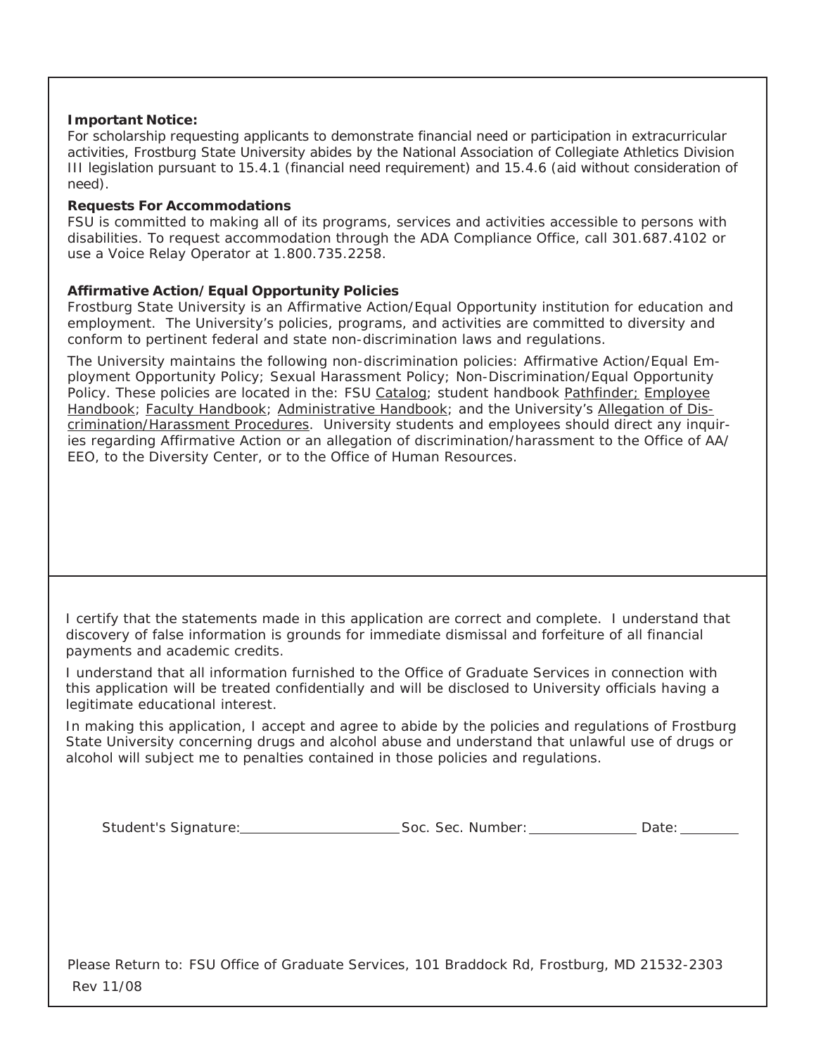**Important Notice:**
For scholarship requesting applicants to demonstrate financial need or participation in extracurricular activities, Frostburg State University abides by the National Association of Collegiate Athletics Division III legislation pursuant to 15.4.1 (financial need requirement) and 15.4.6 (aid without consideration of need).

**Requests For Accommodations**
FSU is committed to making all of its programs, services and activities accessible to persons with disabilities. To request accommodation through the ADA Compliance Office, call 301.687.4102 or use a Voice Relay Operator at 1.800.735.2258.

**Affirmative Action/Equal Opportunity Policies**
Frostburg State University is an Affirmative Action/Equal Opportunity institution for education and employment. The University's policies, programs, and activities are committed to diversity and conform to pertinent federal and state non-discrimination laws and regulations.

The University maintains the following non-discrimination policies: Affirmative Action/Equal Employment Opportunity Policy; Sexual Harassment Policy; Non-Discrimination/Equal Opportunity Policy. These policies are located in the: FSU Catalog; student handbook Pathfinder; Employee Handbook; Faculty Handbook; Administrative Handbook; and the University's Allegation of Discrimination/Harassment Procedures. University students and employees should direct any inquiries regarding Affirmative Action or an allegation of discrimination/harassment to the Office of AA/EEO, to the Diversity Center, or to the Office of Human Resources.

I certify that the statements made in this application are correct and complete. I understand that discovery of false information is grounds for immediate dismissal and forfeiture of all financial payments and academic credits.

I understand that all information furnished to the Office of Graduate Services in connection with this application will be treated confidentially and will be disclosed to University officials having a legitimate educational interest.

In making this application, I accept and agree to abide by the policies and regulations of Frostburg State University concerning drugs and alcohol abuse and understand that unlawful use of drugs or alcohol will subject me to penalties contained in those policies and regulations.

Student's Signature:\_\_\_\_\_\_\_\_\_\_\_\_\_\_\_\_\_\_\_\_ Soc. Sec. Number:\_\_\_\_\_\_\_\_\_\_\_\_\_\_ Date:\_\_\_\_\_\_\_\_

Please Return to: FSU Office of Graduate Services, 101 Braddock Rd, Frostburg, MD 21532-2303

Rev 11/08